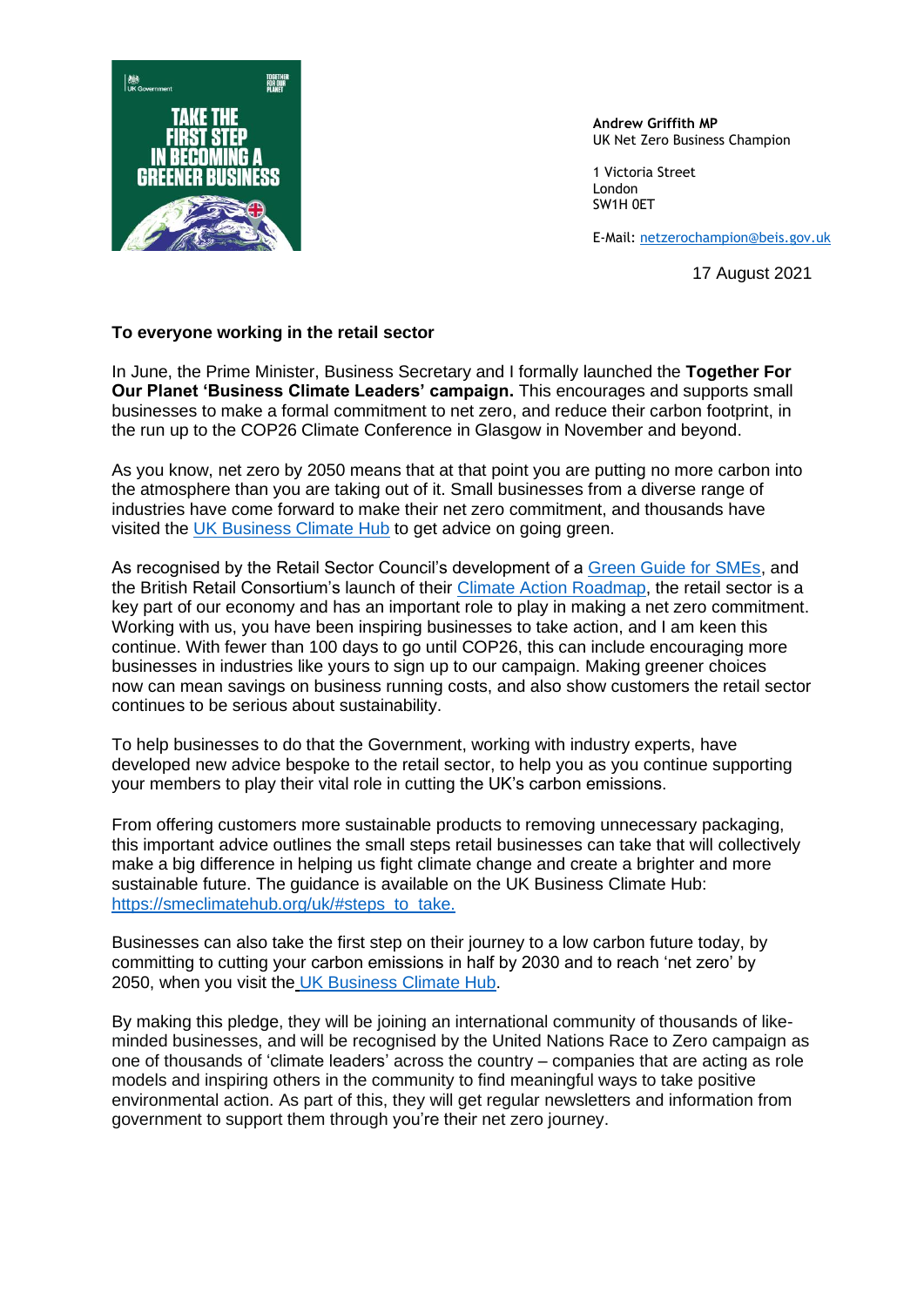Andrew Griffith MP
UK Net Zero Business Champion

1 Victoria Street
London
SW1H 0ET

E-Mail: netzerochampion@beis.gov.uk

17 August 2021

**To everyone working in the retail sector**

In June, the Prime Minister, Business Secretary and I formally launched the **Together For Our Planet 'Business Climate Leaders' campaign.** This encourages and supports small businesses to make a formal commitment to net zero, and reduce their carbon footprint, in the run up to the COP26 Climate Conference in Glasgow in November and beyond.

As you know, net zero by 2050 means that at that point you are putting no more carbon into the atmosphere than you are taking out of it. Small businesses from a diverse range of industries have come forward to make their net zero commitment, and thousands have visited the UK Business Climate Hub to get advice on going green.

As recognised by the Retail Sector Council's development of a Green Guide for SMEs, and the British Retail Consortium's launch of their Climate Action Roadmap, the retail sector is a key part of our economy and has an important role to play in making a net zero commitment. Working with us, you have been inspiring businesses to take action, and I am keen this continue. With fewer than 100 days to go until COP26, this can include encouraging more businesses in industries like yours to sign up to our campaign. Making greener choices now can mean savings on business running costs, and also show customers the retail sector continues to be serious about sustainability.

To help businesses to do that the Government, working with industry experts, have developed new advice bespoke to the retail sector, to help you as you continue supporting your members to play their vital role in cutting the UK's carbon emissions.

From offering customers more sustainable products to removing unnecessary packaging, this important advice outlines the small steps retail businesses can take that will collectively make a big difference in helping us fight climate change and create a brighter and more sustainable future. The guidance is available on the UK Business Climate Hub: https://smeclimatehub.org/uk/#steps_to_take.

Businesses can also take the first step on their journey to a low carbon future today, by committing to cutting your carbon emissions in half by 2030 and to reach 'net zero' by 2050, when you visit the UK Business Climate Hub.

By making this pledge, they will be joining an international community of thousands of like-minded businesses, and will be recognised by the United Nations Race to Zero campaign as one of thousands of 'climate leaders' across the country – companies that are acting as role models and inspiring others in the community to find meaningful ways to take positive environmental action. As part of this, they will get regular newsletters and information from government to support them through you're their net zero journey.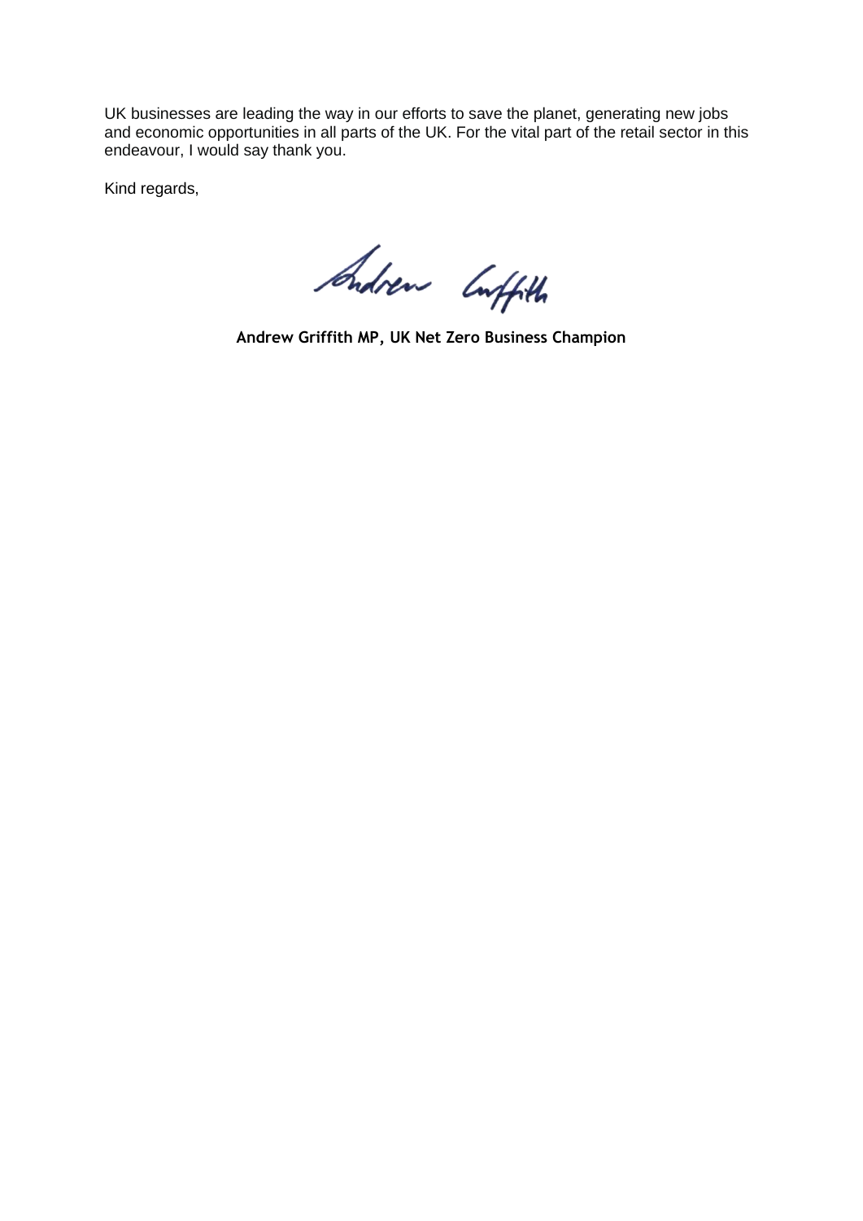UK businesses are leading the way in our efforts to save the planet, generating new jobs and economic opportunities in all parts of the UK. For the vital part of the retail sector in this endeavour, I would say thank you.

Kind regards,

**Andrew Griffith MP, UK Net Zero Business Champion**